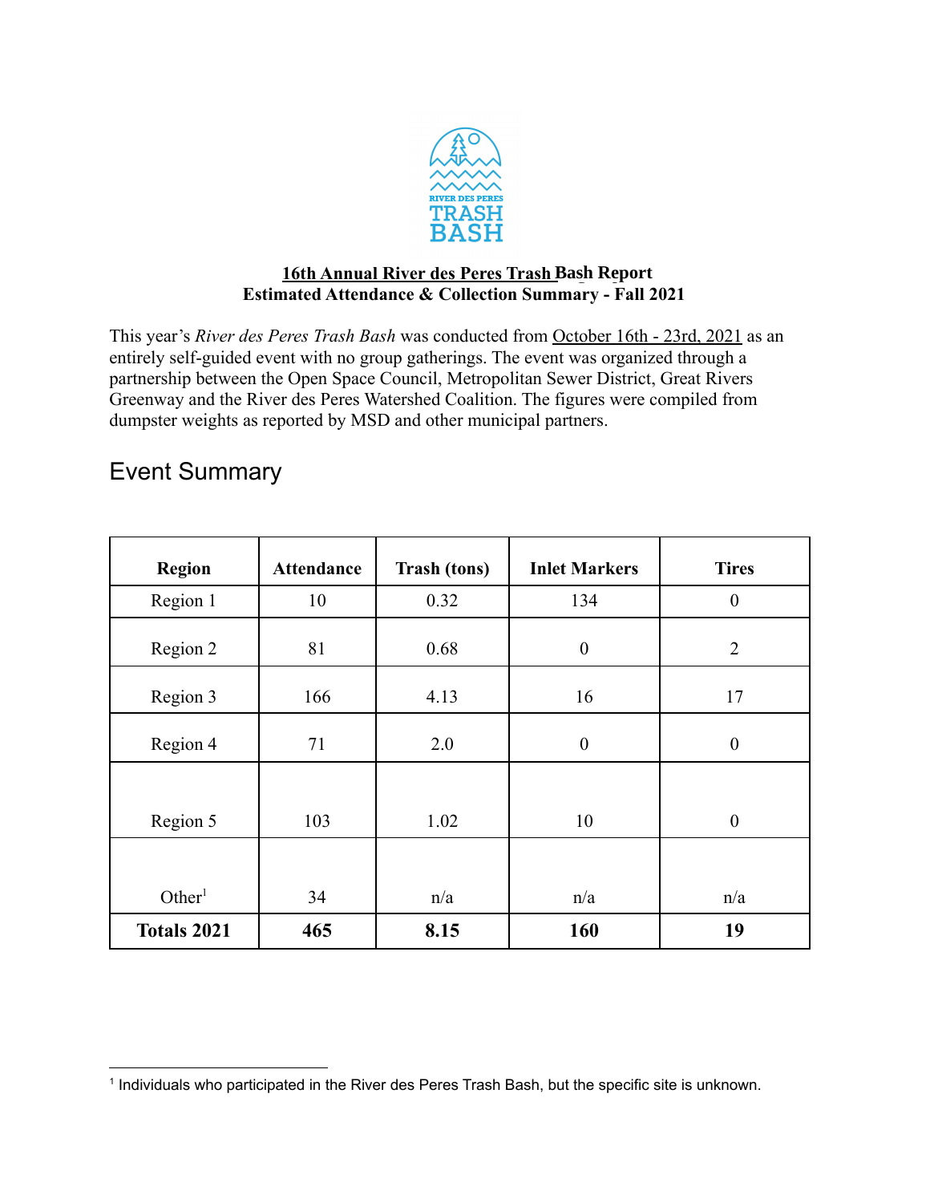**16th Annual River des Peres Trash Bash Report**
**Estimated Attendance & Collection Summary - Fall 2021**

This year's *River des Peres Trash Bash* was conducted from October 16th - 23rd, 2021 as an entirely self-guided event with no group gatherings. The event was organized through a partnership between the Open Space Council, Metropolitan Sewer District, Great Rivers Greenway and the River des Peres Watershed Coalition. The figures were compiled from dumpster weights as reported by MSD and other municipal partners.

## Event Summary

| Region | Attendance | Trash (tons) | Inlet Markers | Tires |
|---|---|---|---|---|
| Region 1 | 10 | 0.32 | 134 | 0 |
| Region 2 | 81 | 0.68 | 0 | 2 |
| Region 3 | 166 | 4.13 | 16 | 17 |
| Region 4 | 71 | 2.0 | 0 | 0 |
| Region 5 | 103 | 1.02 | 10 | 0 |
| Other[1] | 34 | n/a | n/a | n/a |
| **Totals 2021** | **465** | **8.15** | **160** | **19** |

[1] Individuals who participated in the River des Peres Trash Bash, but the specific site is unknown.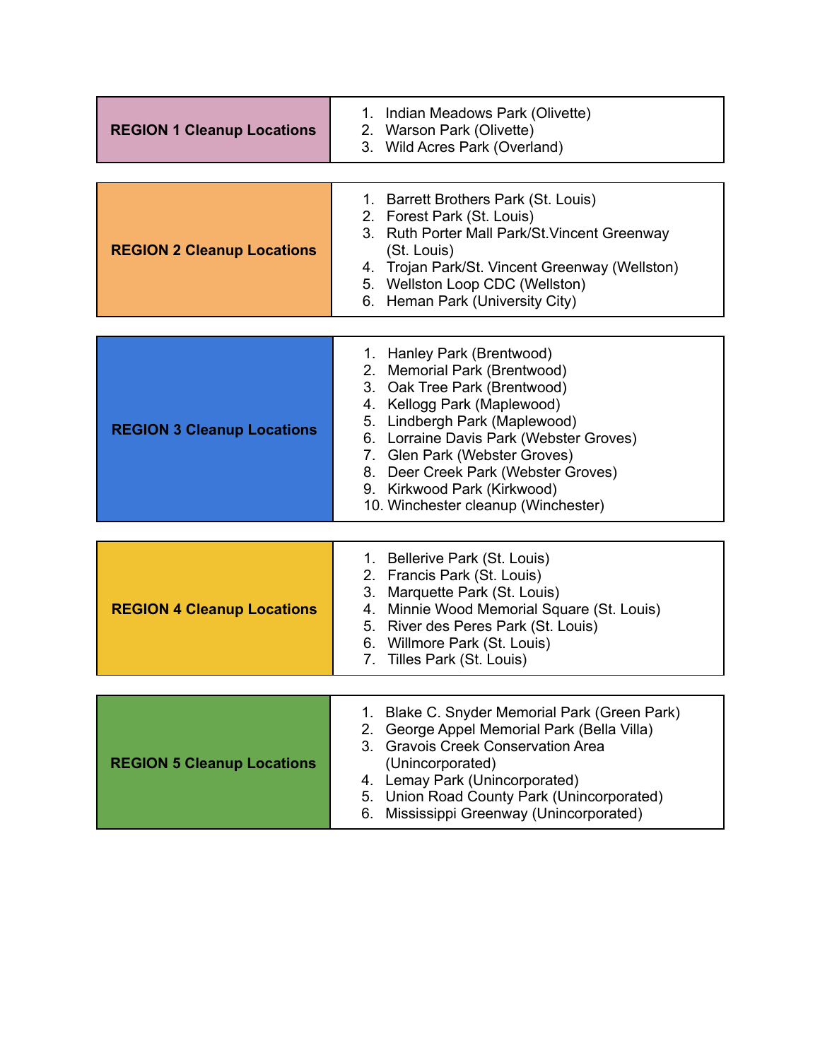| | |
|---|---|
| **REGION 1 Cleanup Locations** | 1. Indian Meadows Park (Olivette)<br>2. Warson Park (Olivette)<br>3. Wild Acres Park (Overland) |

| | |
|---|---|
| **REGION 2 Cleanup Locations** | 1. Barrett Brothers Park (St. Louis)<br>2. Forest Park (St. Louis)<br>3. Ruth Porter Mall Park/St.Vincent Greenway (St. Louis)<br>4. Trojan Park/St. Vincent Greenway (Wellston)<br>5. Wellston Loop CDC (Wellston)<br>6. Heman Park (University City) |

| | |
|---|---|
| **REGION 3 Cleanup Locations** | 1. Hanley Park (Brentwood)<br>2. Memorial Park (Brentwood)<br>3. Oak Tree Park (Brentwood)<br>4. Kellogg Park (Maplewood)<br>5. Lindbergh Park (Maplewood)<br>6. Lorraine Davis Park (Webster Groves)<br>7. Glen Park (Webster Groves)<br>8. Deer Creek Park (Webster Groves)<br>9. Kirkwood Park (Kirkwood)<br>10. Winchester cleanup (Winchester) |

| | |
|---|---|
| **REGION 4 Cleanup Locations** | 1. Bellerive Park (St. Louis)<br>2. Francis Park (St. Louis)<br>3. Marquette Park (St. Louis)<br>4. Minnie Wood Memorial Square (St. Louis)<br>5. River des Peres Park (St. Louis)<br>6. Willmore Park (St. Louis)<br>7. Tilles Park (St. Louis) |

| | |
|---|---|
| **REGION 5 Cleanup Locations** | 1. Blake C. Snyder Memorial Park (Green Park)<br>2. George Appel Memorial Park (Bella Villa)<br>3. Gravois Creek Conservation Area (Unincorporated)<br>4. Lemay Park (Unincorporated)<br>5. Union Road County Park (Unincorporated)<br>6. Mississippi Greenway (Unincorporated) |